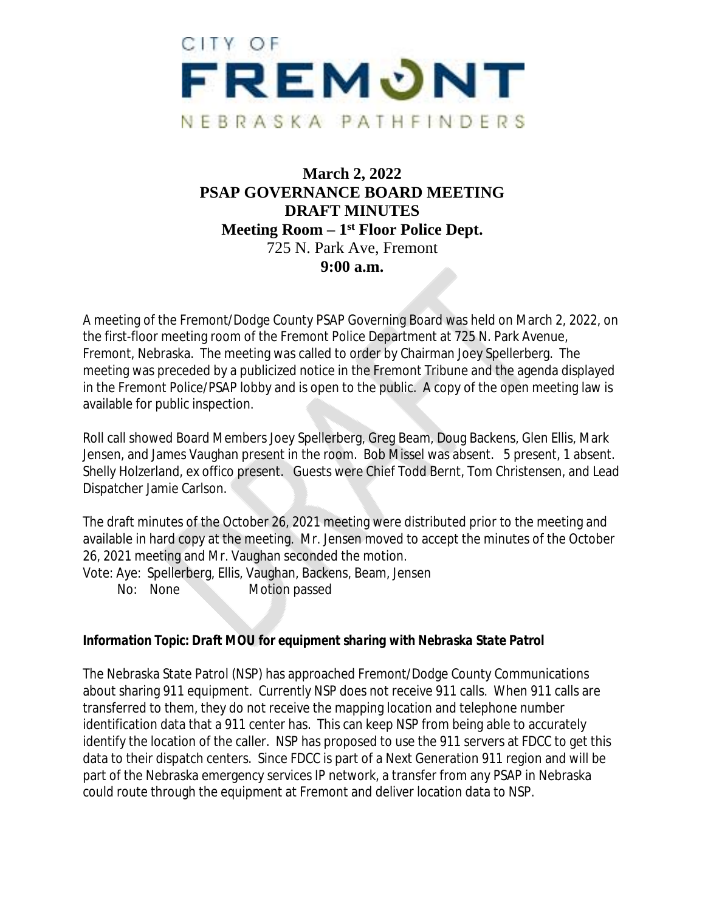CITY OF

# FREMONT

NEBRASKA PATHFINDERS

**March 2, 2022**
**PSAP GOVERNANCE BOARD MEETING**
**DRAFT MINUTES**
**Meeting Room – 1st Floor Police Dept.**
725 N. Park Ave, Fremont
**9:00 a.m.**

A meeting of the Fremont/Dodge County PSAP Governing Board was held on March 2, 2022, on the first-floor meeting room of the Fremont Police Department at 725 N. Park Avenue, Fremont, Nebraska. The meeting was called to order by Chairman Joey Spellerberg. The meeting was preceded by a publicized notice in the Fremont Tribune and the agenda displayed in the Fremont Police/PSAP lobby and is open to the public. A copy of the open meeting law is available for public inspection.

Roll call showed Board Members Joey Spellerberg, Greg Beam, Doug Backens, Glen Ellis, Mark Jensen, and James Vaughan present in the room. Bob Missel was absent. 5 present, 1 absent. Shelly Holzerland, ex offico present. Guests were Chief Todd Bernt, Tom Christensen, and Lead Dispatcher Jamie Carlson.

The draft minutes of the October 26, 2021 meeting were distributed prior to the meeting and available in hard copy at the meeting. Mr. Jensen moved to accept the minutes of the October 26, 2021 meeting and Mr. Vaughan seconded the motion.

Vote: Aye: Spellerberg, Ellis, Vaughan, Backens, Beam, Jensen
No: None Motion passed

***Information Topic: Draft MOU for equipment sharing with Nebraska State Patrol***

The Nebraska State Patrol (NSP) has approached Fremont/Dodge County Communications about sharing 911 equipment. Currently NSP does not receive 911 calls. When 911 calls are transferred to them, they do not receive the mapping location and telephone number identification data that a 911 center has. This can keep NSP from being able to accurately identify the location of the caller. NSP has proposed to use the 911 servers at FDCC to get this data to their dispatch centers. Since FDCC is part of a Next Generation 911 region and will be part of the Nebraska emergency services IP network, a transfer from any PSAP in Nebraska could route through the equipment at Fremont and deliver location data to NSP.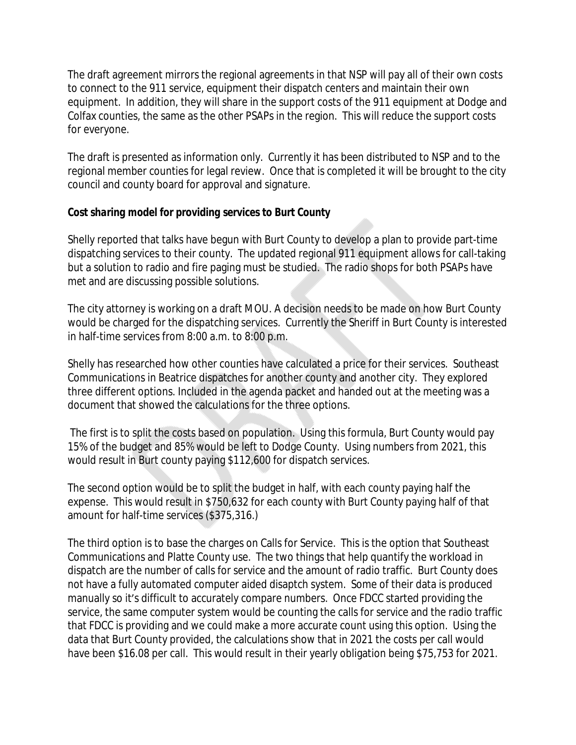The draft agreement mirrors the regional agreements in that NSP will pay all of their own costs to connect to the 911 service, equipment their dispatch centers and maintain their own equipment. In addition, they will share in the support costs of the 911 equipment at Dodge and Colfax counties, the same as the other PSAPs in the region. This will reduce the support costs for everyone.

The draft is presented as information only. Currently it has been distributed to NSP and to the regional member counties for legal review. Once that is completed it will be brought to the city council and county board for approval and signature.

***Cost sharing model for providing services to Burt County***

Shelly reported that talks have begun with Burt County to develop a plan to provide part-time dispatching services to their county. The updated regional 911 equipment allows for call-taking but a solution to radio and fire paging must be studied. The radio shops for both PSAPs have met and are discussing possible solutions.

The city attorney is working on a draft MOU. A decision needs to be made on how Burt County would be charged for the dispatching services. Currently the Sheriff in Burt County is interested in half-time services from 8:00 a.m. to 8:00 p.m.

Shelly has researched how other counties have calculated a price for their services. Southeast Communications in Beatrice dispatches for another county and another city. They explored three different options. Included in the agenda packet and handed out at the meeting was a document that showed the calculations for the three options.

The first is to split the costs based on population. Using this formula, Burt County would pay 15% of the budget and 85% would be left to Dodge County. Using numbers from 2021, this would result in Burt county paying $112,600 for dispatch services.

The second option would be to split the budget in half, with each county paying half the expense. This would result in $750,632 for each county with Burt County paying half of that amount for half-time services ($375,316.)

The third option is to base the charges on Calls for Service. This is the option that Southeast Communications and Platte County use. The two things that help quantify the workload in dispatch are the number of calls for service and the amount of radio traffic. Burt County does not have a fully automated computer aided disaptch system. Some of their data is produced manually so it's difficult to accurately compare numbers. Once FDCC started providing the service, the same computer system would be counting the calls for service and the radio traffic that FDCC is providing and we could make a more accurate count using this option. Using the data that Burt County provided, the calculations show that in 2021 the costs per call would have been $16.08 per call. This would result in their yearly obligation being $75,753 for 2021.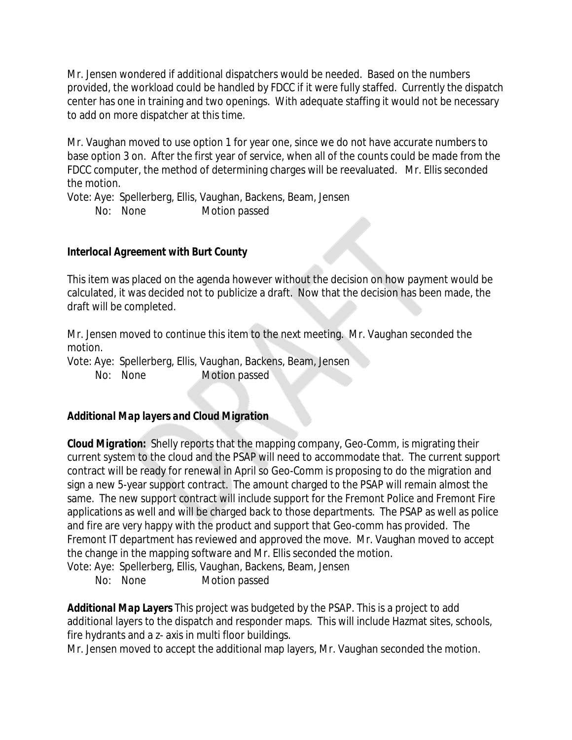Mr. Jensen wondered if additional dispatchers would be needed. Based on the numbers provided, the workload could be handled by FDCC if it were fully staffed. Currently the dispatch center has one in training and two openings. With adequate staffing it would not be necessary to add on more dispatcher at this time.

Mr. Vaughan moved to use option 1 for year one, since we do not have accurate numbers to base option 3 on. After the first year of service, when all of the counts could be made from the FDCC computer, the method of determining charges will be reevaluated. Mr. Ellis seconded the motion.

Vote: Aye: Spellerberg, Ellis, Vaughan, Backens, Beam, Jensen
No: None Motion passed

***Interlocal Agreement with Burt County***

This item was placed on the agenda however without the decision on how payment would be calculated, it was decided not to publicize a draft. Now that the decision has been made, the draft will be completed.

Mr. Jensen moved to continue this item to the next meeting. Mr. Vaughan seconded the motion.

Vote: Aye: Spellerberg, Ellis, Vaughan, Backens, Beam, Jensen
No: None Motion passed

***Additional Map layers and Cloud Migration***

**Cloud Migration:** Shelly reports that the mapping company, Geo-Comm, is migrating their current system to the cloud and the PSAP will need to accommodate that. The current support contract will be ready for renewal in April so Geo-Comm is proposing to do the migration and sign a new 5-year support contract. The amount charged to the PSAP will remain almost the same. The new support contract will include support for the Fremont Police and Fremont Fire applications as well and will be charged back to those departments. The PSAP as well as police and fire are very happy with the product and support that Geo-comm has provided. The Fremont IT department has reviewed and approved the move. Mr. Vaughan moved to accept the change in the mapping software and Mr. Ellis seconded the motion.

Vote: Aye: Spellerberg, Ellis, Vaughan, Backens, Beam, Jensen
No: None Motion passed

**Additional Map Layers** This project was budgeted by the PSAP. This is a project to add additional layers to the dispatch and responder maps. This will include Hazmat sites, schools, fire hydrants and a z- axis in multi floor buildings.

Mr. Jensen moved to accept the additional map layers, Mr. Vaughan seconded the motion.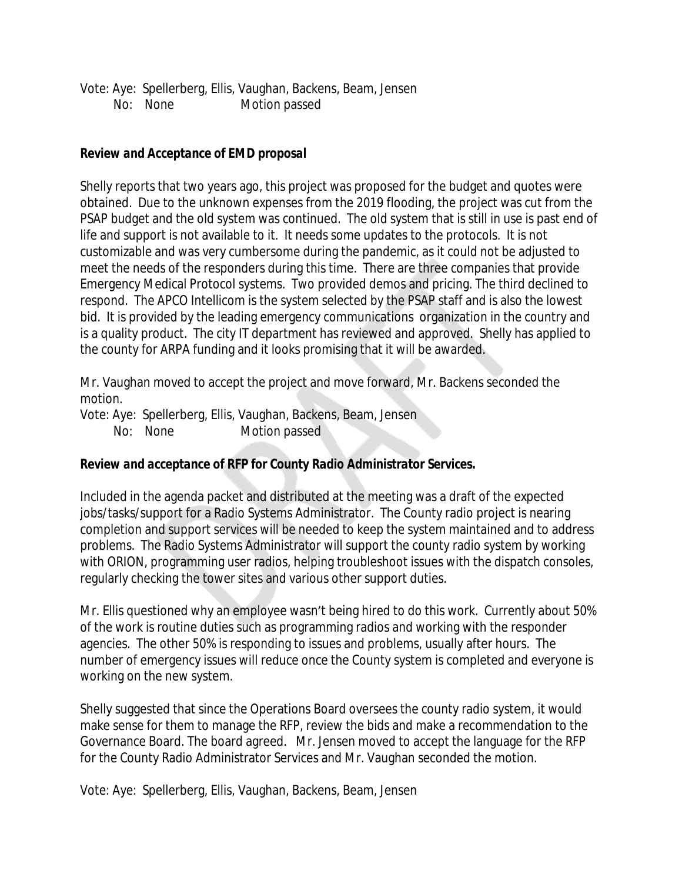Vote: Aye: Spellerberg, Ellis, Vaughan, Backens, Beam, Jensen
No: None Motion passed

***Review and Acceptance of EMD proposal***

Shelly reports that two years ago, this project was proposed for the budget and quotes were obtained. Due to the unknown expenses from the 2019 flooding, the project was cut from the PSAP budget and the old system was continued. The old system that is still in use is past end of life and support is not available to it. It needs some updates to the protocols. It is not customizable and was very cumbersome during the pandemic, as it could not be adjusted to meet the needs of the responders during this time. There are three companies that provide Emergency Medical Protocol systems. Two provided demos and pricing. The third declined to respond. The APCO Intellicom is the system selected by the PSAP staff and is also the lowest bid. It is provided by the leading emergency communications organization in the country and is a quality product. The city IT department has reviewed and approved. Shelly has applied to the county for ARPA funding and it looks promising that it will be awarded.

Mr. Vaughan moved to accept the project and move forward, Mr. Backens seconded the motion.

Vote: Aye: Spellerberg, Ellis, Vaughan, Backens, Beam, Jensen
No: None Motion passed

***Review and acceptance of RFP for County Radio Administrator Services.***

Included in the agenda packet and distributed at the meeting was a draft of the expected jobs/tasks/support for a Radio Systems Administrator. The County radio project is nearing completion and support services will be needed to keep the system maintained and to address problems. The Radio Systems Administrator will support the county radio system by working with ORION, programming user radios, helping troubleshoot issues with the dispatch consoles, regularly checking the tower sites and various other support duties.

Mr. Ellis questioned why an employee wasn't being hired to do this work. Currently about 50% of the work is routine duties such as programming radios and working with the responder agencies. The other 50% is responding to issues and problems, usually after hours. The number of emergency issues will reduce once the County system is completed and everyone is working on the new system.

Shelly suggested that since the Operations Board oversees the county radio system, it would make sense for them to manage the RFP, review the bids and make a recommendation to the Governance Board. The board agreed. Mr. Jensen moved to accept the language for the RFP for the County Radio Administrator Services and Mr. Vaughan seconded the motion.

Vote: Aye: Spellerberg, Ellis, Vaughan, Backens, Beam, Jensen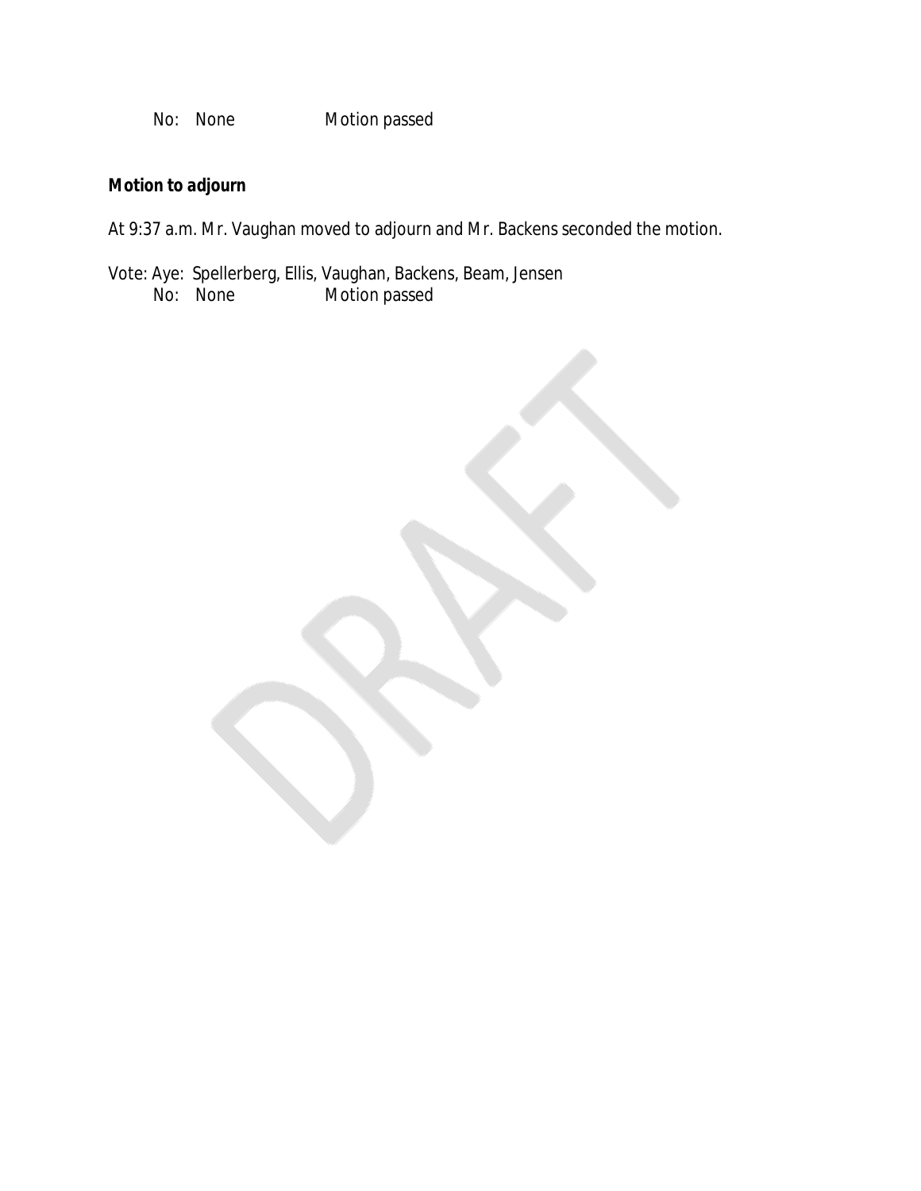No: None Motion passed

**Motion to adjourn**

At 9:37 a.m. Mr. Vaughan moved to adjourn and Mr. Backens seconded the motion.

Vote: Aye: Spellerberg, Ellis, Vaughan, Backens, Beam, Jensen
No: None Motion passed